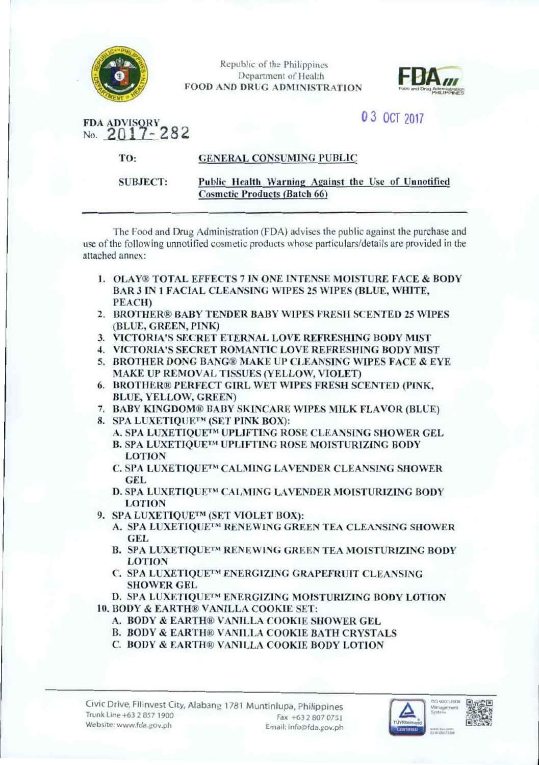Republic of the Philippines
Department of Health
FOOD AND DRUG ADMINISTRATION

**FDA ADVISORY**
**No. 2017-282**

03 OCT 2017

**TO:** GENERAL CONSUMING PUBLIC

**SUBJECT:** Public Health Warning Against the Use of Unnotified Cosmetic Products (Batch 66)

---

The Food and Drug Administration (FDA) advises the public against the purchase and use of the following unnotified cosmetic products whose particulars/details are provided in the attached annex:

1. **OLAY® TOTAL EFFECTS 7 IN ONE INTENSE MOISTURE FACE & BODY BAR 3 IN 1 FACIAL CLEANSING WIPES 25 WIPES (BLUE, WHITE, PEACH)**
2. **BROTHER® BABY TENDER BABY WIPES FRESH SCENTED 25 WIPES (BLUE, GREEN, PINK)**
3. **VICTORIA'S SECRET ETERNAL LOVE REFRESHING BODY MIST**
4. **VICTORIA'S SECRET ROMANTIC LOVE REFRESHING BODY MIST**
5. **BROTHER DONG BANG® MAKE UP CLEANSING WIPES FACE & EYE MAKE UP REMOVAL TISSUES (YELLOW, VIOLET)**
6. **BROTHER® PERFECT GIRL WET WIPES FRESH SCENTED (PINK, BLUE, YELLOW, GREEN)**
7. **BABY KINGDOM® BABY SKINCARE WIPES MILK FLAVOR (BLUE)**
8. **SPA LUXETIQUE™ (SET PINK BOX):**
   - A. SPA LUXETIQUE™ UPLIFTING ROSE CLEANSING SHOWER GEL
   - B. SPA LUXETIQUE™ UPLIFTING ROSE MOISTURIZING BODY LOTION
   - C. SPA LUXETIQUE™ CALMING LAVENDER CLEANSING SHOWER GEL
   - D. SPA LUXETIQUE™ CALMING LAVENDER MOISTURIZING BODY LOTION
9. **SPA LUXETIQUE™ (SET VIOLET BOX):**
   - A. SPA LUXETIQUE™ RENEWING GREEN TEA CLEANSING SHOWER GEL
   - B. SPA LUXETIQUE™ RENEWING GREEN TEA MOISTURIZING BODY LOTION
   - C. SPA LUXETIQUE™ ENERGIZING GRAPEFRUIT CLEANSING SHOWER GEL
   - D. SPA LUXETIQUE™ ENERGIZING MOISTURIZING BODY LOTION
10. **BODY & EARTH® VANILLA COOKIE SET:**
    - A. BODY & EARTH® VANILLA COOKIE SHOWER GEL
    - B. BODY & EARTH® VANILLA COOKIE BATH CRYSTALS
    - C. BODY & EARTH® VANILLA COOKIE BODY LOTION

Civic Drive, Filinvest City, Alabang 1781 Muntinlupa, Philippines
Trunk Line +63 2 857 1900 Fax +63 2 807 0751
Website: www.fda.gov.ph Email: info@fda.gov.ph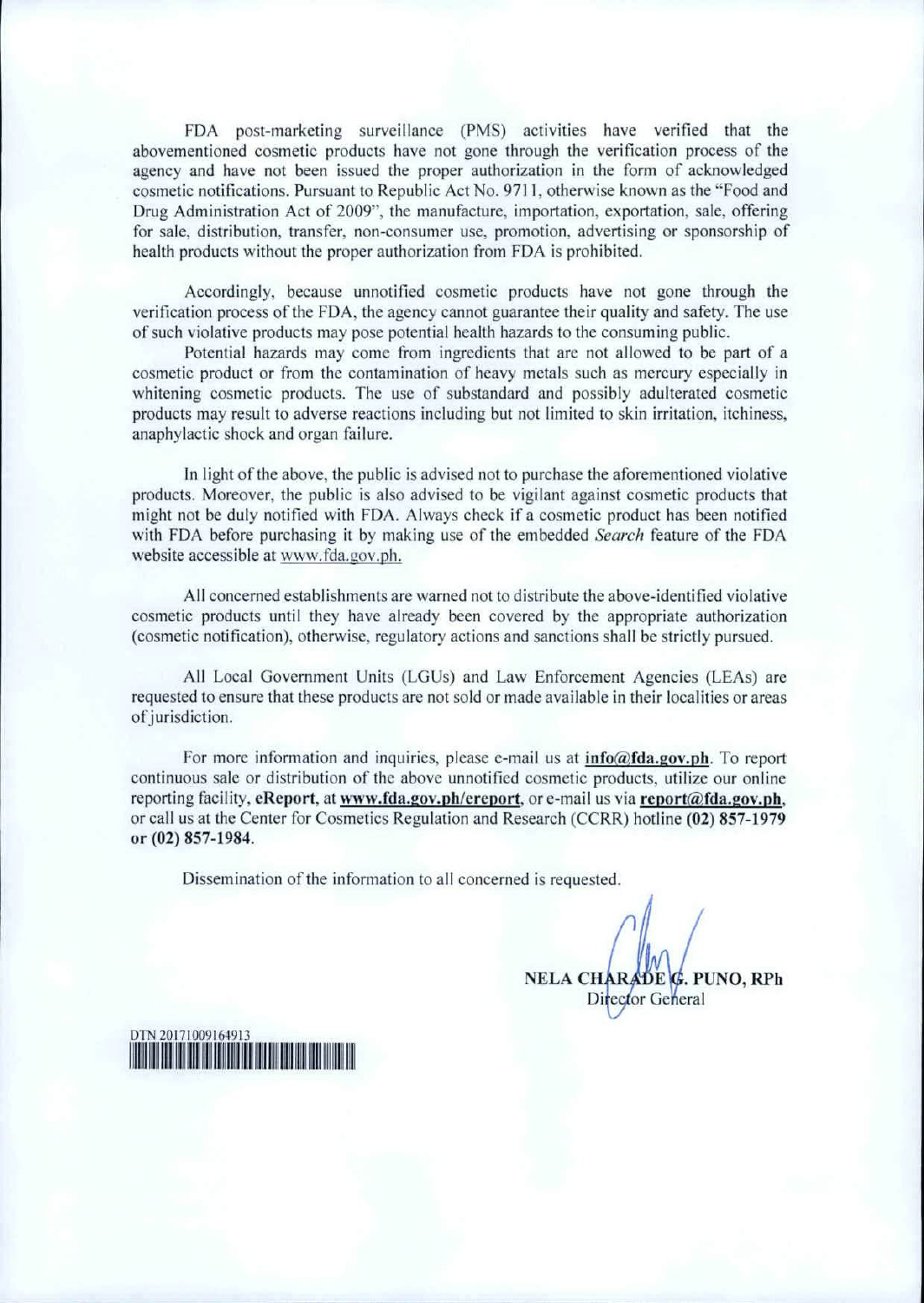FDA post-marketing surveillance (PMS) activities have verified that the abovementioned cosmetic products have not gone through the verification process of the agency and have not been issued the proper authorization in the form of acknowledged cosmetic notifications. Pursuant to Republic Act No. 9711, otherwise known as the "Food and Drug Administration Act of 2009", the manufacture, importation, exportation, sale, offering for sale, distribution, transfer, non-consumer use, promotion, advertising or sponsorship of health products without the proper authorization from FDA is prohibited.

Accordingly, because unnotified cosmetic products have not gone through the verification process of the FDA, the agency cannot guarantee their quality and safety. The use of such violative products may pose potential health hazards to the consuming public.

Potential hazards may come from ingredients that are not allowed to be part of a cosmetic product or from the contamination of heavy metals such as mercury especially in whitening cosmetic products. The use of substandard and possibly adulterated cosmetic products may result to adverse reactions including but not limited to skin irritation, itchiness, anaphylactic shock and organ failure.

In light of the above, the public is advised not to purchase the aforementioned violative products. Moreover, the public is also advised to be vigilant against cosmetic products that might not be duly notified with FDA. Always check if a cosmetic product has been notified with FDA before purchasing it by making use of the embedded *Search* feature of the FDA website accessible at www.fda.gov.ph.

All concerned establishments are warned not to distribute the above-identified violative cosmetic products until they have already been covered by the appropriate authorization (cosmetic notification), otherwise, regulatory actions and sanctions shall be strictly pursued.

All Local Government Units (LGUs) and Law Enforcement Agencies (LEAs) are requested to ensure that these products are not sold or made available in their localities or areas of jurisdiction.

For more information and inquiries, please e-mail us at **info@fda.gov.ph**. To report continuous sale or distribution of the above unnotified cosmetic products, utilize our online reporting facility, **eReport**, at **www.fda.gov.ph/ereport**, or e-mail us via **report@fda.gov.ph**, or call us at the Center for Cosmetics Regulation and Research (CCRR) hotline **(02) 857-1979 or (02) 857-1984**.

Dissemination of the information to all concerned is requested.

**NELA CHARADE G. PUNO, RPh**
Director General

DTN 20171009164913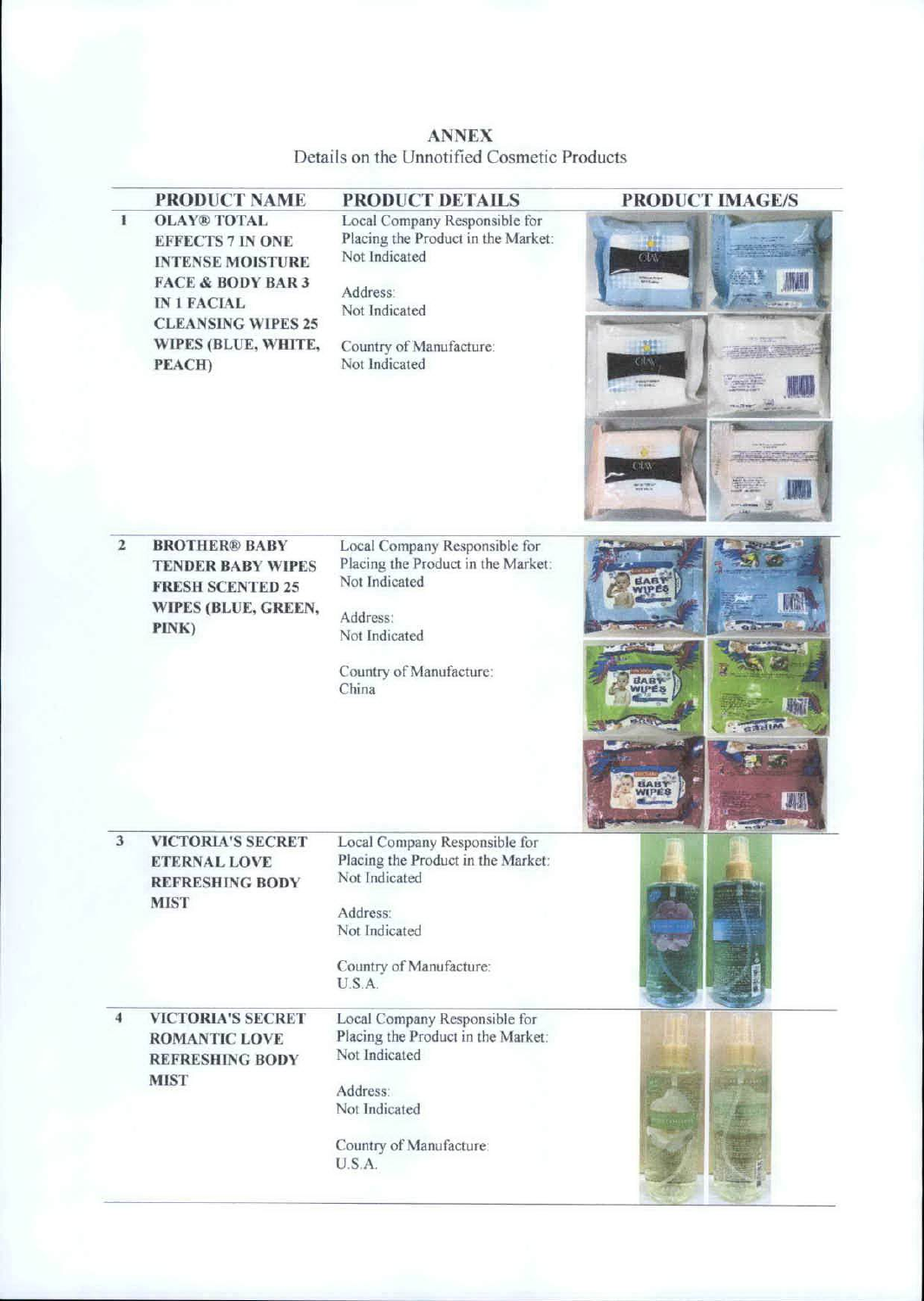**ANNEX**

Details on the Unnotified Cosmetic Products

| | PRODUCT NAME | PRODUCT DETAILS | PRODUCT IMAGE/S |
|---|---|---|---|
| 1 | **OLAY® TOTAL EFFECTS 7 IN ONE INTENSE MOISTURE FACE & BODY BAR 3 IN 1 FACIAL CLEANSING WIPES 25 WIPES (BLUE, WHITE, PEACH)** | Local Company Responsible for Placing the Product in the Market: Not Indicated<br><br>Address: Not Indicated<br><br>Country of Manufacture: Not Indicated | |
| 2 | **BROTHER® BABY TENDER BABY WIPES FRESH SCENTED 25 WIPES (BLUE, GREEN, PINK)** | Local Company Responsible for Placing the Product in the Market: Not Indicated<br><br>Address: Not Indicated<br><br>Country of Manufacture: China | |
| 3 | **VICTORIA'S SECRET ETERNAL LOVE REFRESHING BODY MIST** | Local Company Responsible for Placing the Product in the Market: Not Indicated<br><br>Address: Not Indicated<br><br>Country of Manufacture: U.S.A. | |
| 4 | **VICTORIA'S SECRET ROMANTIC LOVE REFRESHING BODY MIST** | Local Company Responsible for Placing the Product in the Market: Not Indicated<br><br>Address: Not Indicated<br><br>Country of Manufacture: U.S.A. | |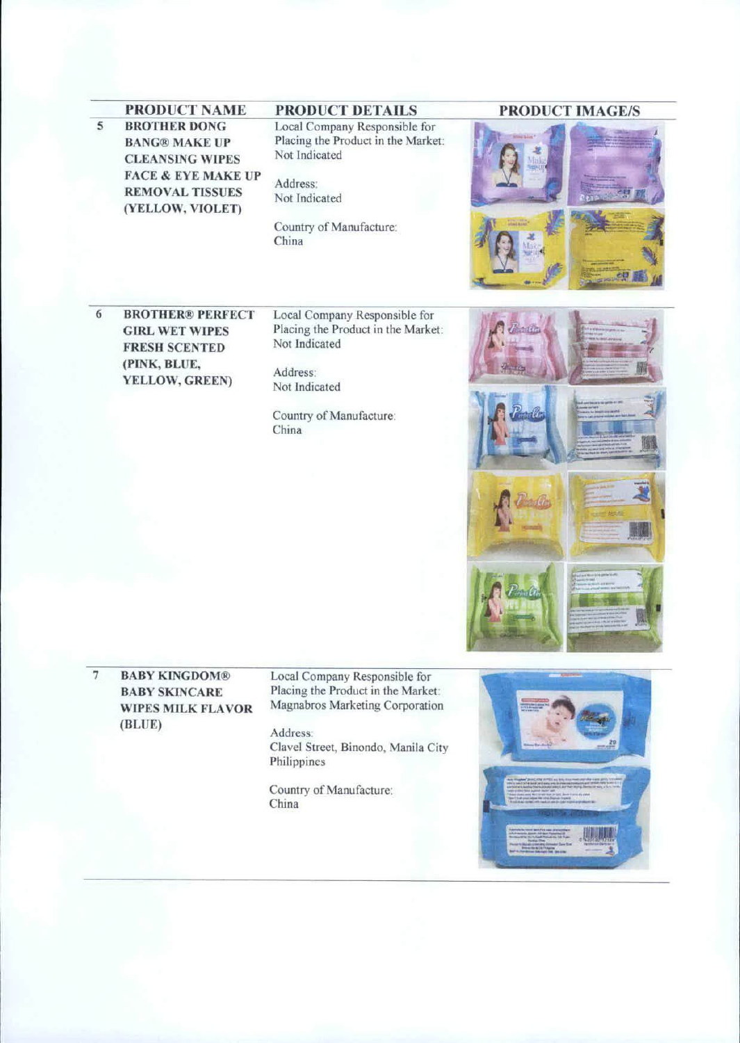| | PRODUCT NAME | PRODUCT DETAILS | PRODUCT IMAGE/S |
|---|---|---|---|
| 5 | **BROTHER DONG BANG® MAKE UP CLEANSING WIPES FACE & EYE MAKE UP REMOVAL TISSUES (YELLOW, VIOLET)** | Local Company Responsible for Placing the Product in the Market: Not Indicated<br><br>Address: Not Indicated<br><br>Country of Manufacture: China | |
| 6 | **BROTHER® PERFECT GIRL WET WIPES FRESH SCENTED (PINK, BLUE, YELLOW, GREEN)** | Local Company Responsible for Placing the Product in the Market: Not Indicated<br><br>Address: Not Indicated<br><br>Country of Manufacture: China | |
| 7 | **BABY KINGDOM® BABY SKINCARE WIPES MILK FLAVOR (BLUE)** | Local Company Responsible for Placing the Product in the Market: Magnabros Marketing Corporation<br><br>Address: Clavel Street, Binondo, Manila City Philippines<br><br>Country of Manufacture: China | |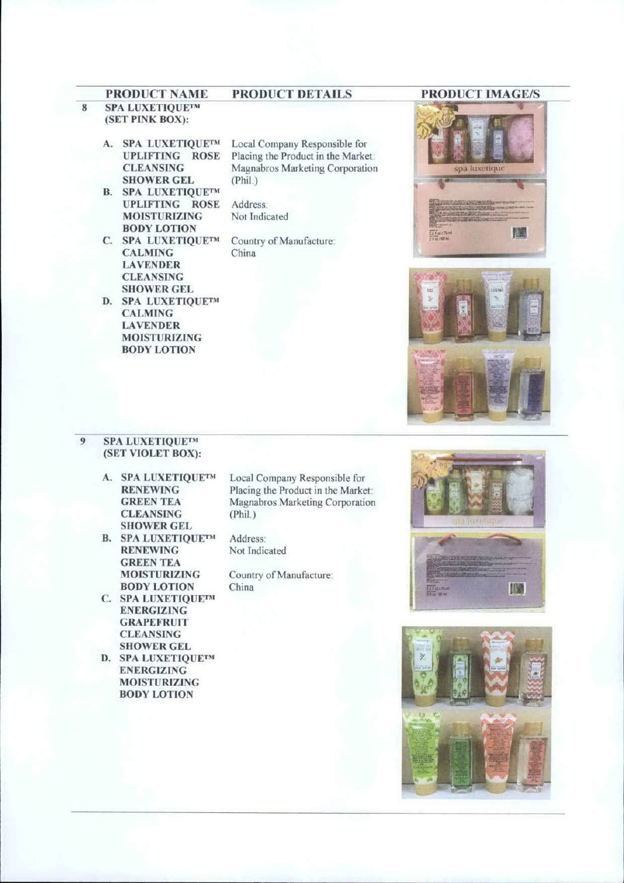| | PRODUCT NAME | PRODUCT DETAILS | PRODUCT IMAGE/S |
|---|---|---|---|
| 8 | **SPA LUXETIQUE™ (SET PINK BOX):**<br><br>**A. SPA LUXETIQUE™ UPLIFTING ROSE CLEANSING SHOWER GEL**<br>**B. SPA LUXETIQUE™ UPLIFTING ROSE MOISTURIZING BODY LOTION**<br>**C. SPA LUXETIQUE™ CALMING LAVENDER CLEANSING SHOWER GEL**<br>**D. SPA LUXETIQUE™ CALMING LAVENDER MOISTURIZING BODY LOTION** | Local Company Responsible for Placing the Product in the Market: Magnabros Marketing Corporation (Phil.)<br><br>Address: Not Indicated<br><br>Country of Manufacture: China | |
| 9 | **SPA LUXETIQUE™ (SET VIOLET BOX):**<br><br>**A. SPA LUXETIQUE™ RENEWING GREEN TEA CLEANSING SHOWER GEL**<br>**B. SPA LUXETIQUE™ RENEWING GREEN TEA MOISTURIZING BODY LOTION**<br>**C. SPA LUXETIQUE™ ENERGIZING GRAPEFRUIT CLEANSING SHOWER GEL**<br>**D. SPA LUXETIQUE™ ENERGIZING MOISTURIZING BODY LOTION** | Local Company Responsible for Placing the Product in the Market: Magnabros Marketing Corporation (Phil.)<br><br>Address: Not Indicated<br><br>Country of Manufacture: China | |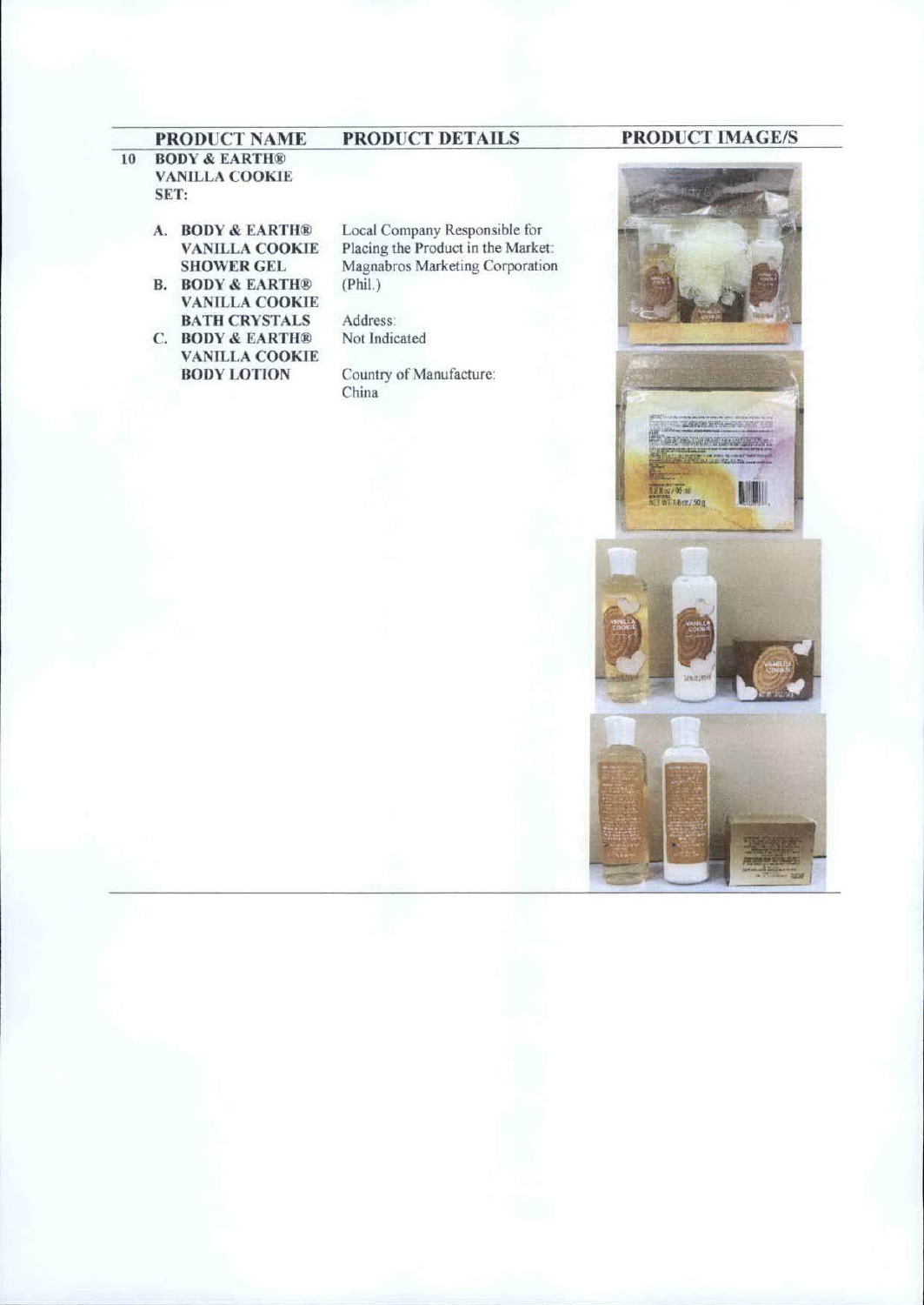| | PRODUCT NAME | PRODUCT DETAILS | PRODUCT IMAGE/S |
|---|---|---|---|
| 10 | **BODY & EARTH® VANILLA COOKIE SET:**<br><br>A. **BODY & EARTH® VANILLA COOKIE SHOWER GEL**<br>B. **BODY & EARTH® VANILLA COOKIE BATH CRYSTALS**<br>C. **BODY & EARTH® VANILLA COOKIE BODY LOTION** | Local Company Responsible for Placing the Product in the Market: Magnabros Marketing Corporation (Phil.)<br><br>Address: Not Indicated<br><br>Country of Manufacture: China | |